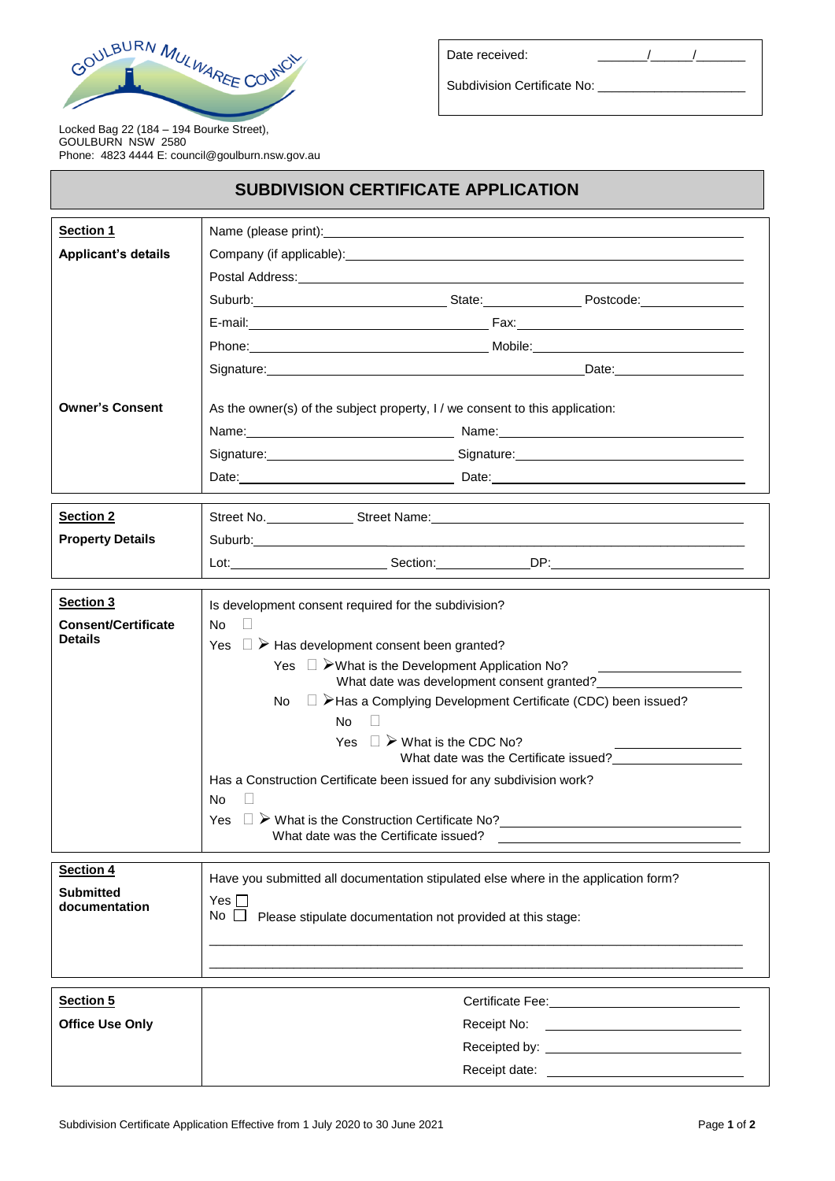Locked Bag 22 (184 – 194 Bourke Street),
GOULBURN NSW 2580
Phone: 4823 4444 E: council@goulburn.nsw.gov.au

Date received: ______/_____/______

Subdivision Certificate No: ____________________

# SUBDIVISION CERTIFICATE APPLICATION

| | |
|---|---|
| **Section 1** | Name (please print): ____________________ |
| **Applicant's details** | Company (if applicable): ____________________ |
| | Postal Address: ____________________ |
| | Suburb: ____________ State: ________ Postcode: ________ |
| | E-mail: ____________ Fax: ____________ |
| | Phone: ____________ Mobile: ____________ |
| | Signature: ____________ Date: ________ |
| **Owner's Consent** | As the owner(s) of the subject property, I / we consent to this application: |
| | Name: ____________ Name: ____________ |
| | Signature: ____________ Signature: ____________ |
| | Date: ____________ Date: ____________ |

| | |
|---|---|
| **Section 2** | Street No. ________ Street Name: ____________________ |
| **Property Details** | Suburb: ____________________ |
| | Lot: ____________ Section: ________ DP: ____________ |

| | |
|---|---|
| **Section 3** | Is development consent required for the subdivision? |
| **Consent/Certificate Details** | No ☐ |
| | Yes ☐ ➢ Has development consent been granted? |
| | Yes ☐ ➢ What is the Development Application No? ____________ What date was development consent granted? ____________ |
| | No ☐ ➢ Has a Complying Development Certificate (CDC) been issued? |
| | No ☐ |
| | Yes ☐ ➢ What is the CDC No? ____________ What date was the Certificate issued? ____________ |
| | Has a Construction Certificate been issued for any subdivision work? |
| | No ☐ |
| | Yes ☐ ➢ What is the Construction Certificate No? ____________ What date was the Certificate issued? ____________ |

| | |
|---|---|
| **Section 4** | Have you submitted all documentation stipulated else where in the application form? |
| **Submitted documentation** | Yes ☐ |
| | No ☐ Please stipulate documentation not provided at this stage: |
| | ________________________________________ |
| | ________________________________________ |

| | |
|---|---|
| **Section 5** | Certificate Fee: ____________ |
| **Office Use Only** | Receipt No: ____________ |
| | Receipted by: ____________ |
| | Receipt date: ____________ |

Subdivision Certificate Application Effective from 1 July 2020 to 30 June 2021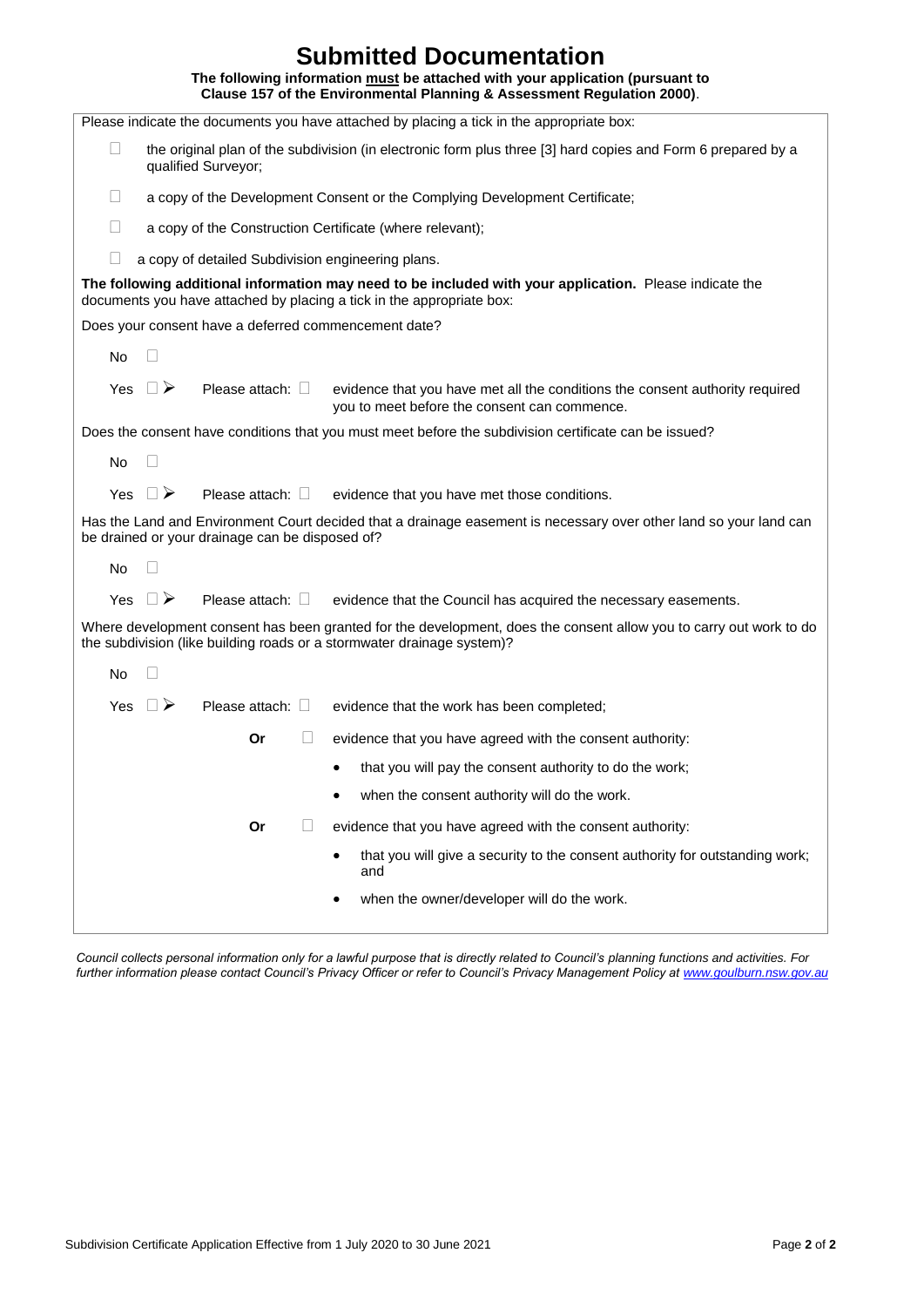# Submitted Documentation

**The following information must be attached with your application (pursuant to Clause 157 of the Environmental Planning & Assessment Regulation 2000)**.

Please indicate the documents you have attached by placing a tick in the appropriate box:

- ☐ the original plan of the subdivision (in electronic form plus three [3] hard copies and Form 6 prepared by a qualified Surveyor;
- ☐ a copy of the Development Consent or the Complying Development Certificate;
- ☐ a copy of the Construction Certificate (where relevant);
- ☐ a copy of detailed Subdivision engineering plans.

**The following additional information may need to be included with your application.** Please indicate the documents you have attached by placing a tick in the appropriate box:

Does your consent have a deferred commencement date?

No ☐

Yes ☐ ➢ Please attach: ☐ evidence that you have met all the conditions the consent authority required you to meet before the consent can commence.

Does the consent have conditions that you must meet before the subdivision certificate can be issued?

No ☐

Yes ☐ ➢ Please attach: ☐ evidence that you have met those conditions.

Has the Land and Environment Court decided that a drainage easement is necessary over other land so your land can be drained or your drainage can be disposed of?

No ☐

Yes ☐ ➢ Please attach: ☐ evidence that the Council has acquired the necessary easements.

Where development consent has been granted for the development, does the consent allow you to carry out work to do the subdivision (like building roads or a stormwater drainage system)?

No ☐

Yes ☐ ➢ Please attach: ☐ evidence that the work has been completed;

**Or** ☐ evidence that you have agreed with the consent authority:

- that you will pay the consent authority to do the work;
- when the consent authority will do the work.

**Or** ☐ evidence that you have agreed with the consent authority:

- that you will give a security to the consent authority for outstanding work; and
- when the owner/developer will do the work.

*Council collects personal information only for a lawful purpose that is directly related to Council's planning functions and activities. For further information please contact Council's Privacy Officer or refer to Council's Privacy Management Policy at www.goulburn.nsw.gov.au*

Subdivision Certificate Application Effective from 1 July 2020 to 30 June 2021